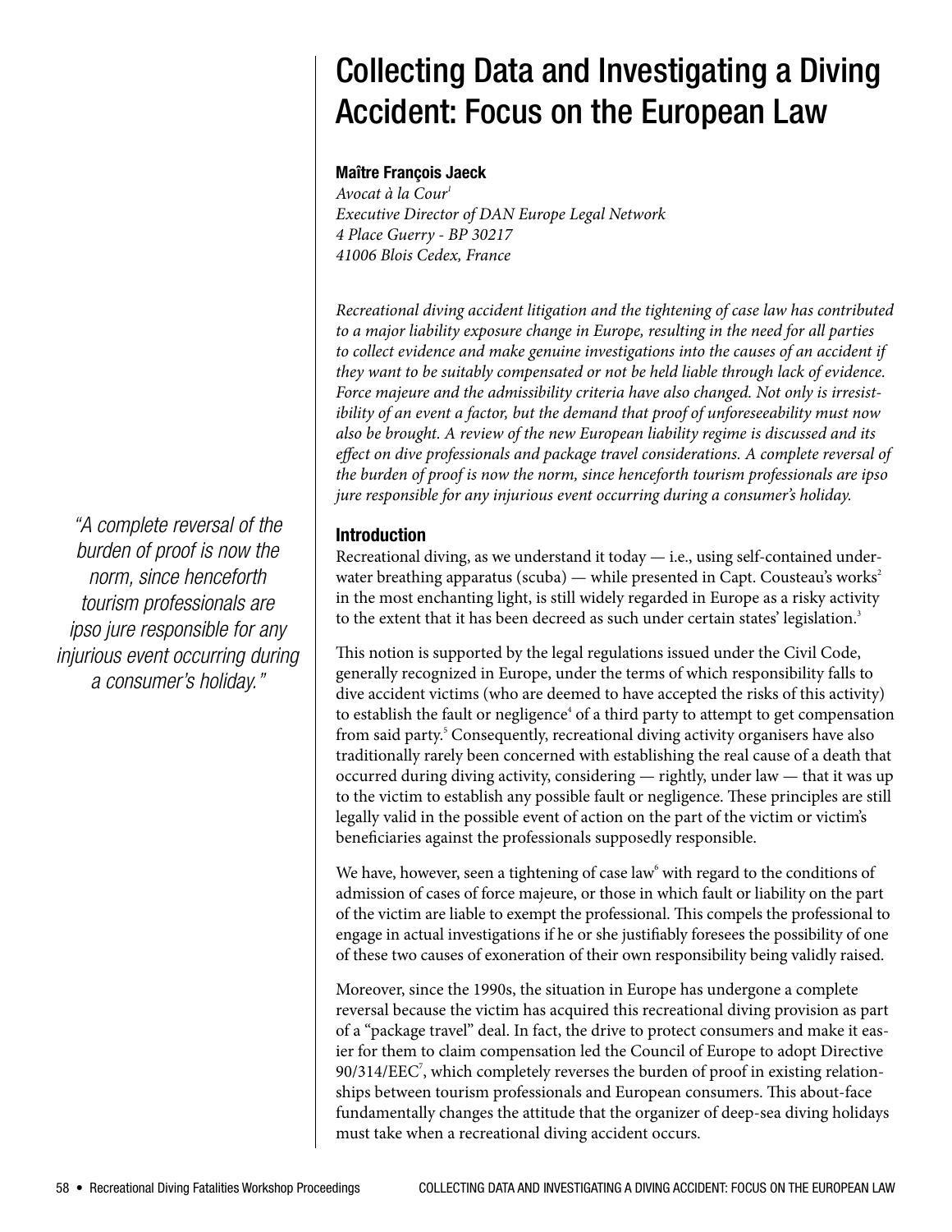# Collecting Data and Investigating a Diving Accident: Focus on the European Law

**Maître François Jaeck**

*Avocat à la Cour*[1]
*Executive Director of DAN Europe Legal Network*
*4 Place Guerry - BP 30217*
*41006 Blois Cedex, France*

*Recreational diving accident litigation and the tightening of case law has contributed to a major liability exposure change in Europe, resulting in the need for all parties to collect evidence and make genuine investigations into the causes of an accident if they want to be suitably compensated or not be held liable through lack of evidence. Force majeure and the admissibility criteria have also changed. Not only is irresistibility of an event a factor, but the demand that proof of unforeseeability must now also be brought. A review of the new European liability regime is discussed and its effect on dive professionals and package travel considerations. A complete reversal of the burden of proof is now the norm, since henceforth tourism professionals are ipso jure responsible for any injurious event occurring during a consumer's holiday.*

*"A complete reversal of the burden of proof is now the norm, since henceforth tourism professionals are ipso jure responsible for any injurious event occurring during a consumer's holiday."*

## Introduction

Recreational diving, as we understand it today — i.e., using self-contained underwater breathing apparatus (scuba) — while presented in Capt. Cousteau's works[2] in the most enchanting light, is still widely regarded in Europe as a risky activity to the extent that it has been decreed as such under certain states' legislation.[3]

This notion is supported by the legal regulations issued under the Civil Code, generally recognized in Europe, under the terms of which responsibility falls to dive accident victims (who are deemed to have accepted the risks of this activity) to establish the fault or negligence[4] of a third party to attempt to get compensation from said party.[5] Consequently, recreational diving activity organisers have also traditionally rarely been concerned with establishing the real cause of a death that occurred during diving activity, considering — rightly, under law — that it was up to the victim to establish any possible fault or negligence. These principles are still legally valid in the possible event of action on the part of the victim or victim's beneficiaries against the professionals supposedly responsible.

We have, however, seen a tightening of case law[6] with regard to the conditions of admission of cases of force majeure, or those in which fault or liability on the part of the victim are liable to exempt the professional. This compels the professional to engage in actual investigations if he or she justifiably foresees the possibility of one of these two causes of exoneration of their own responsibility being validly raised.

Moreover, since the 1990s, the situation in Europe has undergone a complete reversal because the victim has acquired this recreational diving provision as part of a "package travel" deal. In fact, the drive to protect consumers and make it easier for them to claim compensation led the Council of Europe to adopt Directive 90/314/EEC[7], which completely reverses the burden of proof in existing relationships between tourism professionals and European consumers. This about-face fundamentally changes the attitude that the organizer of deep-sea diving holidays must take when a recreational diving accident occurs.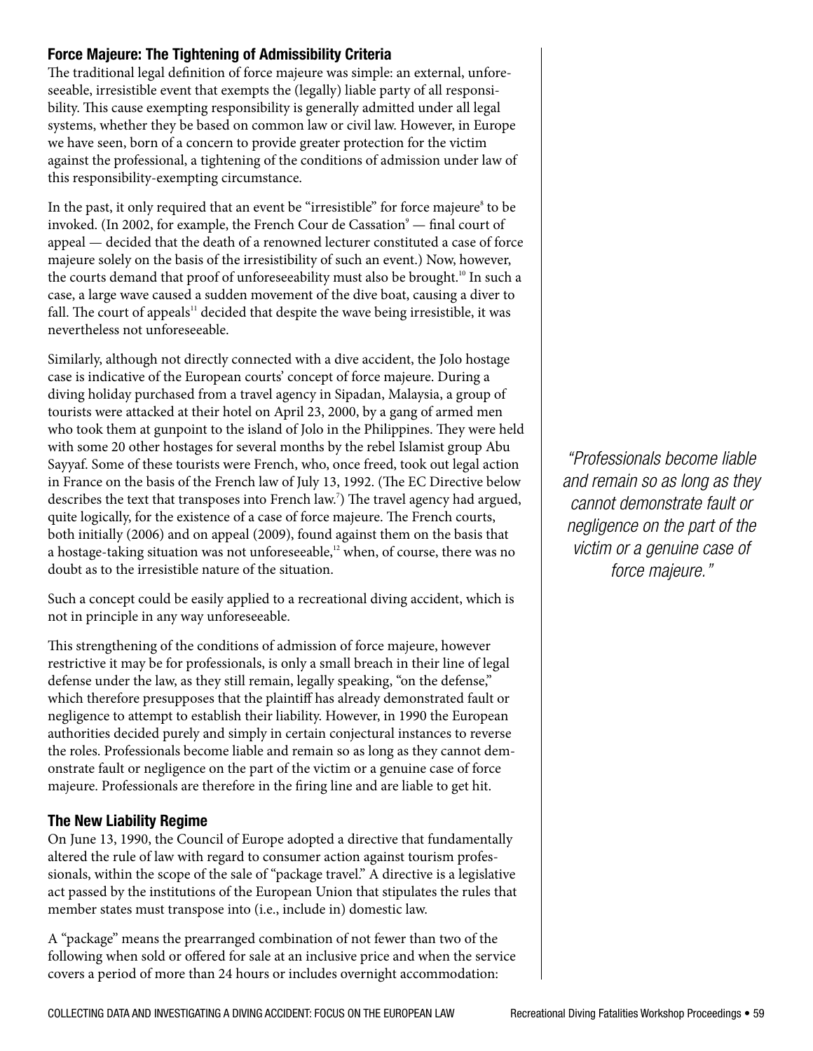## Force Majeure: The Tightening of Admissibility Criteria

The traditional legal definition of force majeure was simple: an external, unforeseeable, irresistible event that exempts the (legally) liable party of all responsibility. This cause exempting responsibility is generally admitted under all legal systems, whether they be based on common law or civil law. However, in Europe we have seen, born of a concern to provide greater protection for the victim against the professional, a tightening of the conditions of admission under law of this responsibility-exempting circumstance.

In the past, it only required that an event be "irresistible" for force majeure[8] to be invoked. (In 2002, for example, the French Cour de Cassation[9] — final court of appeal — decided that the death of a renowned lecturer constituted a case of force majeure solely on the basis of the irresistibility of such an event.) Now, however, the courts demand that proof of unforeseeability must also be brought.[10] In such a case, a large wave caused a sudden movement of the dive boat, causing a diver to fall. The court of appeals[11] decided that despite the wave being irresistible, it was nevertheless not unforeseeable.

Similarly, although not directly connected with a dive accident, the Jolo hostage case is indicative of the European courts' concept of force majeure. During a diving holiday purchased from a travel agency in Sipadan, Malaysia, a group of tourists were attacked at their hotel on April 23, 2000, by a gang of armed men who took them at gunpoint to the island of Jolo in the Philippines. They were held with some 20 other hostages for several months by the rebel Islamist group Abu Sayyaf. Some of these tourists were French, who, once freed, took out legal action in France on the basis of the French law of July 13, 1992. (The EC Directive below describes the text that transposes into French law.[7]) The travel agency had argued, quite logically, for the existence of a case of force majeure. The French courts, both initially (2006) and on appeal (2009), found against them on the basis that a hostage-taking situation was not unforeseeable,[12] when, of course, there was no doubt as to the irresistible nature of the situation.

Such a concept could be easily applied to a recreational diving accident, which is not in principle in any way unforeseeable.

This strengthening of the conditions of admission of force majeure, however restrictive it may be for professionals, is only a small breach in their line of legal defense under the law, as they still remain, legally speaking, "on the defense," which therefore presupposes that the plaintiff has already demonstrated fault or negligence to attempt to establish their liability. However, in 1990 the European authorities decided purely and simply in certain conjectural instances to reverse the roles. Professionals become liable and remain so as long as they cannot demonstrate fault or negligence on the part of the victim or a genuine case of force majeure. Professionals are therefore in the firing line and are liable to get hit.

*"Professionals become liable and remain so as long as they cannot demonstrate fault or negligence on the part of the victim or a genuine case of force majeure."*

## The New Liability Regime

On June 13, 1990, the Council of Europe adopted a directive that fundamentally altered the rule of law with regard to consumer action against tourism professionals, within the scope of the sale of "package travel." A directive is a legislative act passed by the institutions of the European Union that stipulates the rules that member states must transpose into (i.e., include in) domestic law.

A "package" means the prearranged combination of not fewer than two of the following when sold or offered for sale at an inclusive price and when the service covers a period of more than 24 hours or includes overnight accommodation: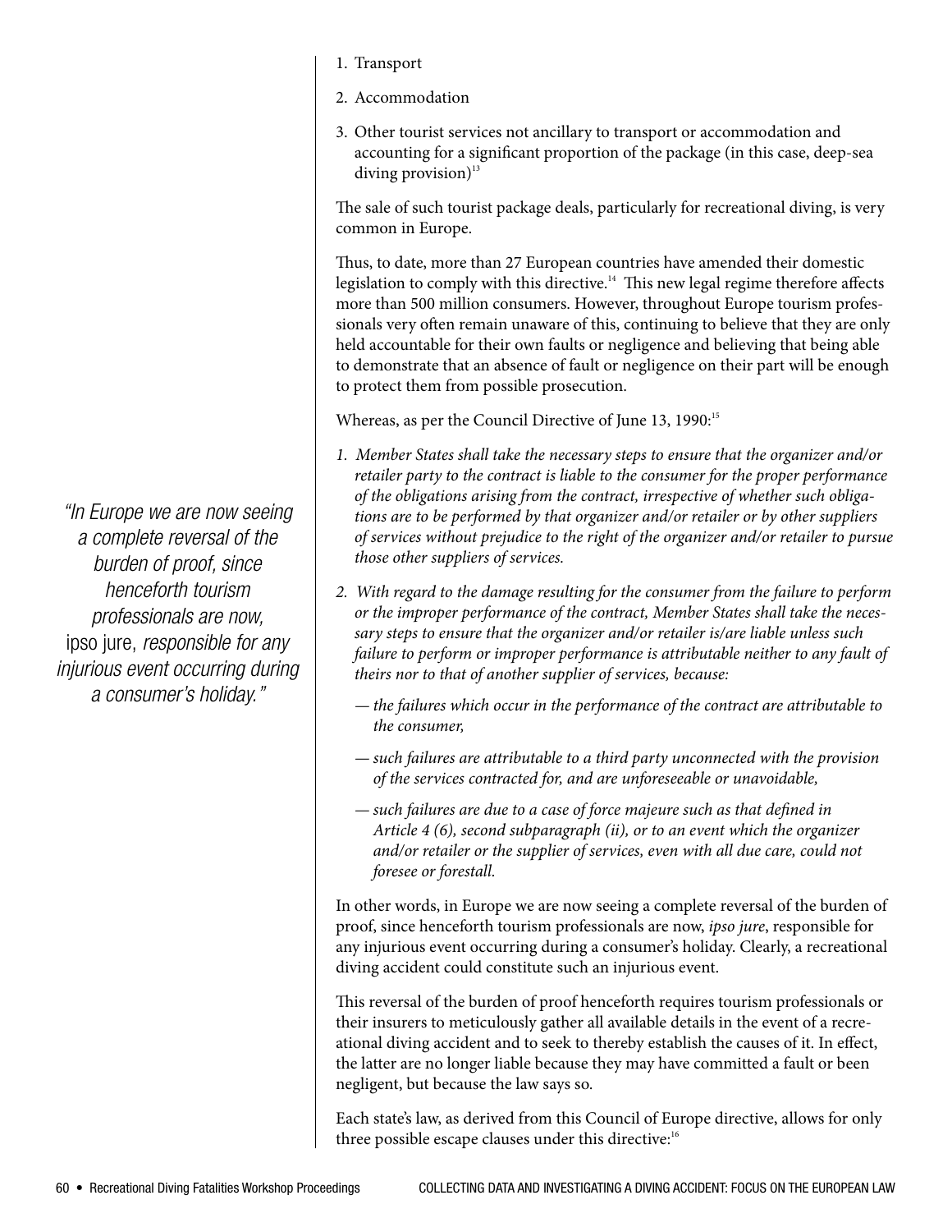1. Transport
2. Accommodation
3. Other tourist services not ancillary to transport or accommodation and accounting for a significant proportion of the package (in this case, deep-sea diving provision)[13]

The sale of such tourist package deals, particularly for recreational diving, is very common in Europe.

Thus, to date, more than 27 European countries have amended their domestic legislation to comply with this directive.[14] This new legal regime therefore affects more than 500 million consumers. However, throughout Europe tourism professionals very often remain unaware of this, continuing to believe that they are only held accountable for their own faults or negligence and believing that being able to demonstrate that an absence of fault or negligence on their part will be enough to protect them from possible prosecution.

Whereas, as per the Council Directive of June 13, 1990:[15]

*1. Member States shall take the necessary steps to ensure that the organizer and/or retailer party to the contract is liable to the consumer for the proper performance of the obligations arising from the contract, irrespective of whether such obligations are to be performed by that organizer and/or retailer or by other suppliers of services without prejudice to the right of the organizer and/or retailer to pursue those other suppliers of services.*

*2. With regard to the damage resulting for the consumer from the failure to perform or the improper performance of the contract, Member States shall take the necessary steps to ensure that the organizer and/or retailer is/are liable unless such failure to perform or improper performance is attributable neither to any fault of theirs nor to that of another supplier of services, because:*

*— the failures which occur in the performance of the contract are attributable to the consumer,*

*— such failures are attributable to a third party unconnected with the provision of the services contracted for, and are unforeseeable or unavoidable,*

*— such failures are due to a case of force majeure such as that defined in Article 4 (6), second subparagraph (ii), or to an event which the organizer and/or retailer or the supplier of services, even with all due care, could not foresee or forestall.*

> *"In Europe we are now seeing a complete reversal of the burden of proof, since henceforth tourism professionals are now,* ipso jure, *responsible for any injurious event occurring during a consumer's holiday."*

In other words, in Europe we are now seeing a complete reversal of the burden of proof, since henceforth tourism professionals are now, *ipso jure*, responsible for any injurious event occurring during a consumer's holiday. Clearly, a recreational diving accident could constitute such an injurious event.

This reversal of the burden of proof henceforth requires tourism professionals or their insurers to meticulously gather all available details in the event of a recreational diving accident and to seek to thereby establish the causes of it. In effect, the latter are no longer liable because they may have committed a fault or been negligent, but because the law says so.

Each state's law, as derived from this Council of Europe directive, allows for only three possible escape clauses under this directive:[16]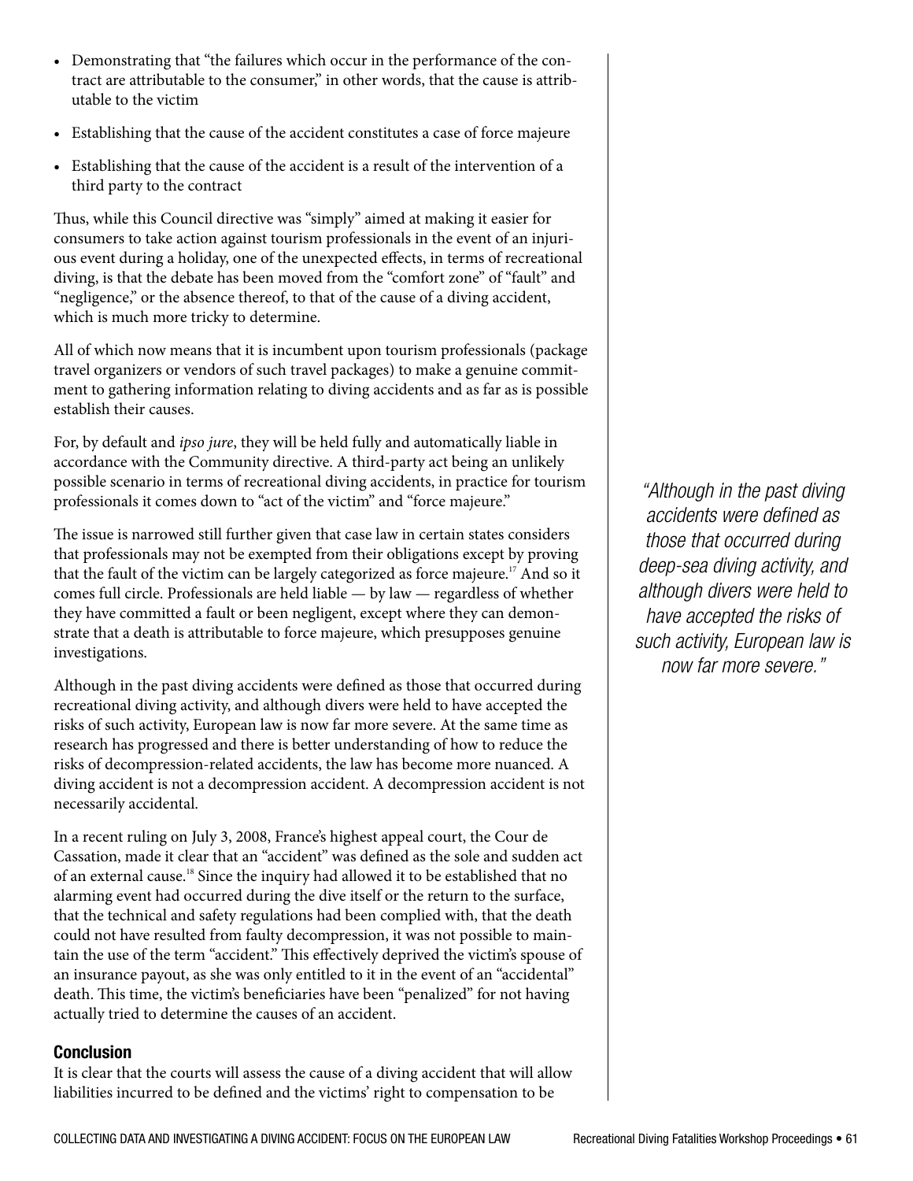- Demonstrating that "the failures which occur in the performance of the contract are attributable to the consumer," in other words, that the cause is attributable to the victim
- Establishing that the cause of the accident constitutes a case of force majeure
- Establishing that the cause of the accident is a result of the intervention of a third party to the contract

Thus, while this Council directive was "simply" aimed at making it easier for consumers to take action against tourism professionals in the event of an injurious event during a holiday, one of the unexpected effects, in terms of recreational diving, is that the debate has been moved from the "comfort zone" of "fault" and "negligence," or the absence thereof, to that of the cause of a diving accident, which is much more tricky to determine.

All of which now means that it is incumbent upon tourism professionals (package travel organizers or vendors of such travel packages) to make a genuine commitment to gathering information relating to diving accidents and as far as is possible establish their causes.

For, by default and *ipso jure*, they will be held fully and automatically liable in accordance with the Community directive. A third-party act being an unlikely possible scenario in terms of recreational diving accidents, in practice for tourism professionals it comes down to "act of the victim" and "force majeure."

The issue is narrowed still further given that case law in certain states considers that professionals may not be exempted from their obligations except by proving that the fault of the victim can be largely categorized as force majeure.[17] And so it comes full circle. Professionals are held liable — by law — regardless of whether they have committed a fault or been negligent, except where they can demonstrate that a death is attributable to force majeure, which presupposes genuine investigations.

Although in the past diving accidents were defined as those that occurred during recreational diving activity, and although divers were held to have accepted the risks of such activity, European law is now far more severe. At the same time as research has progressed and there is better understanding of how to reduce the risks of decompression-related accidents, the law has become more nuanced. A diving accident is not a decompression accident. A decompression accident is not necessarily accidental.

*"Although in the past diving accidents were defined as those that occurred during deep-sea diving activity, and although divers were held to have accepted the risks of such activity, European law is now far more severe."*

In a recent ruling on July 3, 2008, France's highest appeal court, the Cour de Cassation, made it clear that an "accident" was defined as the sole and sudden act of an external cause.[18] Since the inquiry had allowed it to be established that no alarming event had occurred during the dive itself or the return to the surface, that the technical and safety regulations had been complied with, that the death could not have resulted from faulty decompression, it was not possible to maintain the use of the term "accident." This effectively deprived the victim's spouse of an insurance payout, as she was only entitled to it in the event of an "accidental" death. This time, the victim's beneficiaries have been "penalized" for not having actually tried to determine the causes of an accident.

## Conclusion

It is clear that the courts will assess the cause of a diving accident that will allow liabilities incurred to be defined and the victims' right to compensation to be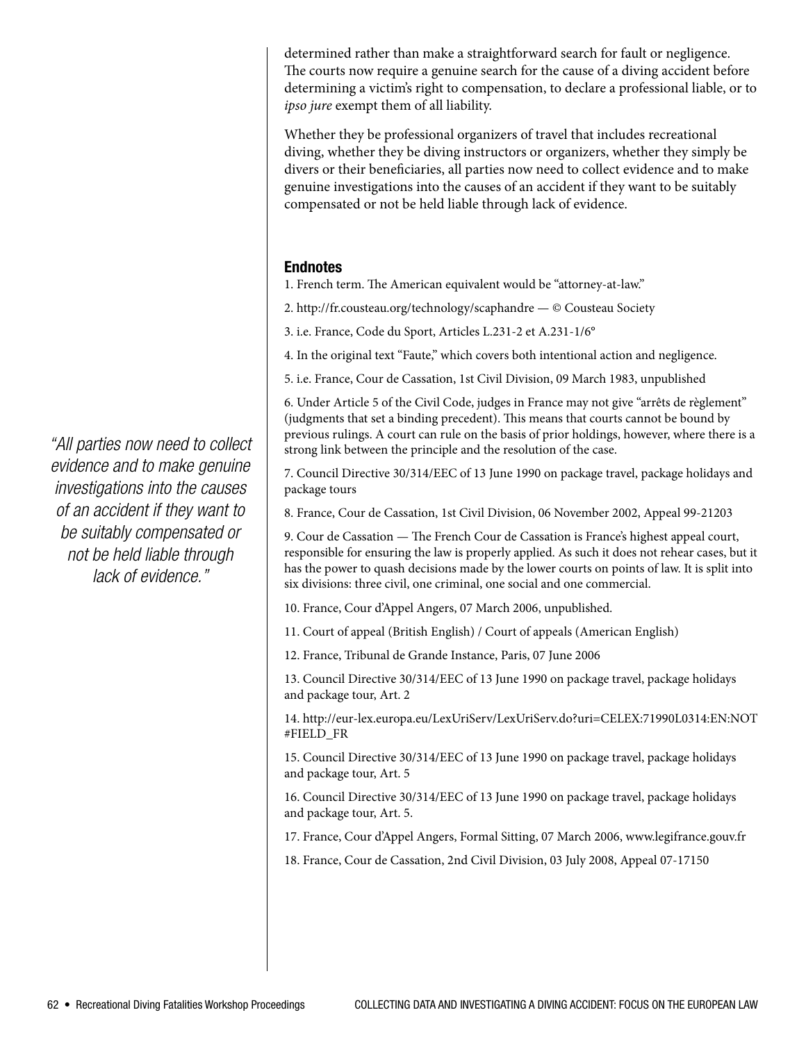determined rather than make a straightforward search for fault or negligence. The courts now require a genuine search for the cause of a diving accident before determining a victim's right to compensation, to declare a professional liable, or to *ipso jure* exempt them of all liability.

Whether they be professional organizers of travel that includes recreational diving, whether they be diving instructors or organizers, whether they simply be divers or their beneficiaries, all parties now need to collect evidence and to make genuine investigations into the causes of an accident if they want to be suitably compensated or not be held liable through lack of evidence.

*"All parties now need to collect evidence and to make genuine investigations into the causes of an accident if they want to be suitably compensated or not be held liable through lack of evidence."*

## Endnotes

1. French term. The American equivalent would be "attorney-at-law."

2. http://fr.cousteau.org/technology/scaphandre — © Cousteau Society

3. i.e. France, Code du Sport, Articles L.231-2 et A.231-1/6°

4. In the original text "Faute," which covers both intentional action and negligence.

5. i.e. France, Cour de Cassation, 1st Civil Division, 09 March 1983, unpublished

6. Under Article 5 of the Civil Code, judges in France may not give "arrêts de règlement" (judgments that set a binding precedent). This means that courts cannot be bound by previous rulings. A court can rule on the basis of prior holdings, however, where there is a strong link between the principle and the resolution of the case.

7. Council Directive 30/314/EEC of 13 June 1990 on package travel, package holidays and package tours

8. France, Cour de Cassation, 1st Civil Division, 06 November 2002, Appeal 99-21203

9. Cour de Cassation — The French Cour de Cassation is France's highest appeal court, responsible for ensuring the law is properly applied. As such it does not rehear cases, but it has the power to quash decisions made by the lower courts on points of law. It is split into six divisions: three civil, one criminal, one social and one commercial.

10. France, Cour d'Appel Angers, 07 March 2006, unpublished.

11. Court of appeal (British English) / Court of appeals (American English)

12. France, Tribunal de Grande Instance, Paris, 07 June 2006

13. Council Directive 30/314/EEC of 13 June 1990 on package travel, package holidays and package tour, Art. 2

14. http://eur-lex.europa.eu/LexUriServ/LexUriServ.do?uri=CELEX:71990L0314:EN:NOT#FIELD_FR

15. Council Directive 30/314/EEC of 13 June 1990 on package travel, package holidays and package tour, Art. 5

16. Council Directive 30/314/EEC of 13 June 1990 on package travel, package holidays and package tour, Art. 5.

17. France, Cour d'Appel Angers, Formal Sitting, 07 March 2006, www.legifrance.gouv.fr

18. France, Cour de Cassation, 2nd Civil Division, 03 July 2008, Appeal 07-17150